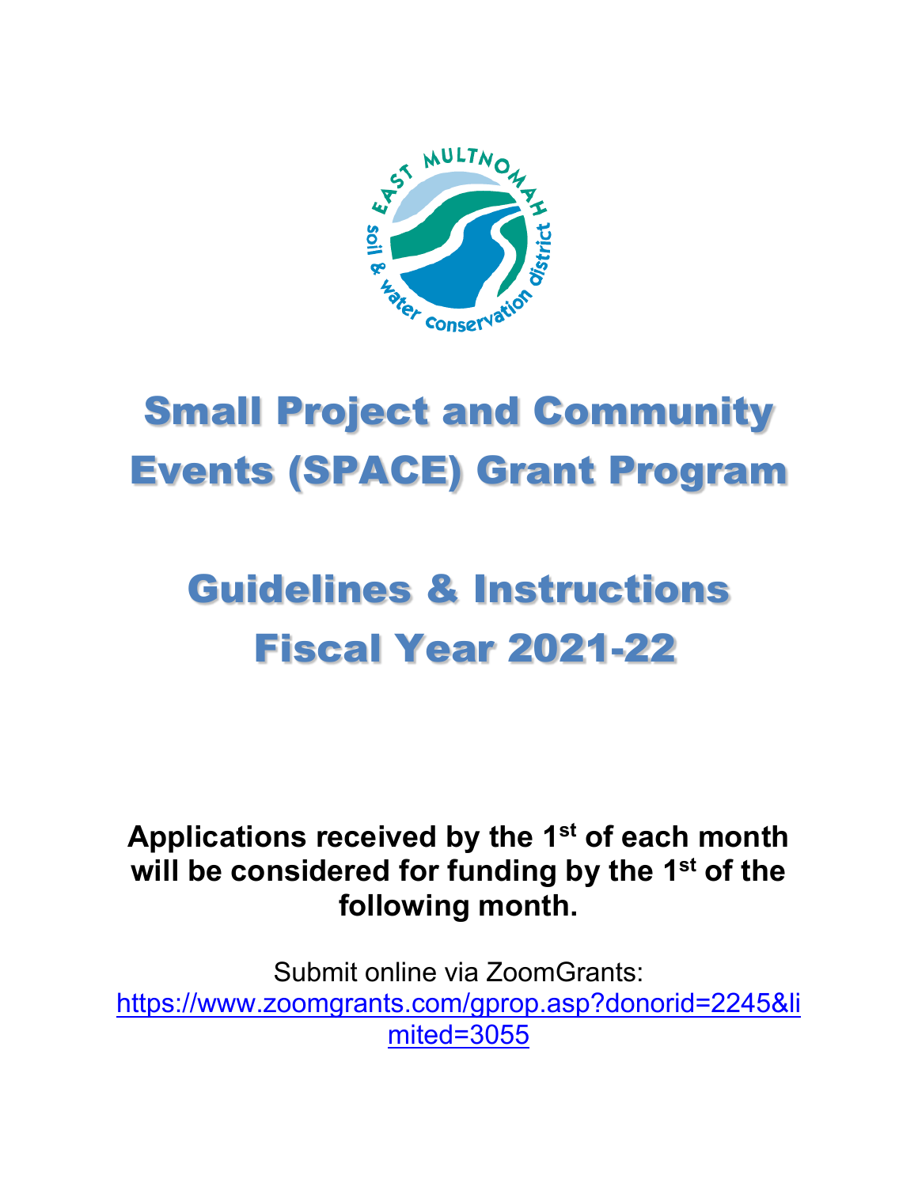# Small Project and Community Events (SPACE) Grant Program

# Guidelines & Instructions Fiscal Year 2021-22

**Applications received by the 1st of each month will be considered for funding by the 1st of the following month.**

Submit online via ZoomGrants: https://www.zoomgrants.com/gprop.asp?donorid=2245&limited=3055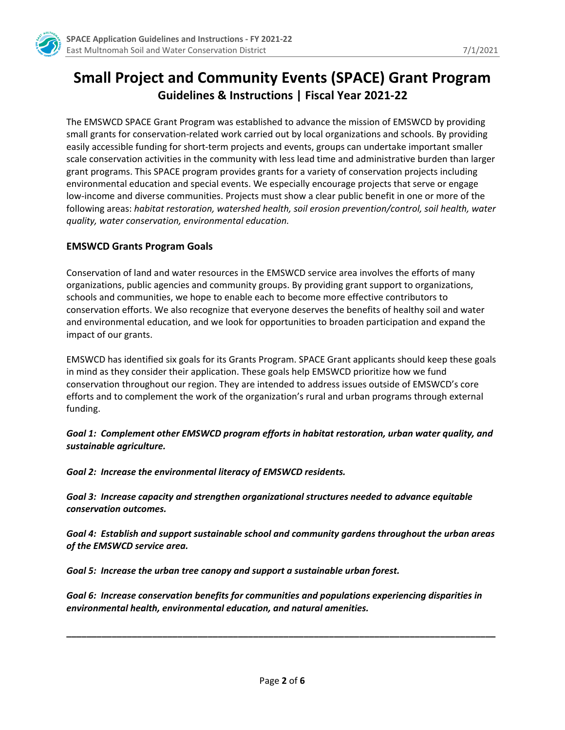# Small Project and Community Events (SPACE) Grant Program

## Guidelines & Instructions | Fiscal Year 2021-22

The EMSWCD SPACE Grant Program was established to advance the mission of EMSWCD by providing small grants for conservation-related work carried out by local organizations and schools. By providing easily accessible funding for short-term projects and events, groups can undertake important smaller scale conservation activities in the community with less lead time and administrative burden than larger grant programs. This SPACE program provides grants for a variety of conservation projects including environmental education and special events. We especially encourage projects that serve or engage low-income and diverse communities. Projects must show a clear public benefit in one or more of the following areas: *habitat restoration, watershed health, soil erosion prevention/control, soil health, water quality, water conservation, environmental education.*

### EMSWCD Grants Program Goals

Conservation of land and water resources in the EMSWCD service area involves the efforts of many organizations, public agencies and community groups. By providing grant support to organizations, schools and communities, we hope to enable each to become more effective contributors to conservation efforts. We also recognize that everyone deserves the benefits of healthy soil and water and environmental education, and we look for opportunities to broaden participation and expand the impact of our grants.

EMSWCD has identified six goals for its Grants Program. SPACE Grant applicants should keep these goals in mind as they consider their application. These goals help EMSWCD prioritize how we fund conservation throughout our region. They are intended to address issues outside of EMSWCD's core efforts and to complement the work of the organization's rural and urban programs through external funding.

***Goal 1: Complement other EMSWCD program efforts in habitat restoration, urban water quality, and sustainable agriculture.***

***Goal 2: Increase the environmental literacy of EMSWCD residents.***

***Goal 3: Increase capacity and strengthen organizational structures needed to advance equitable conservation outcomes.***

***Goal 4: Establish and support sustainable school and community gardens throughout the urban areas of the EMSWCD service area.***

***Goal 5: Increase the urban tree canopy and support a sustainable urban forest.***

***Goal 6: Increase conservation benefits for communities and populations experiencing disparities in environmental health, environmental education, and natural amenities.***

---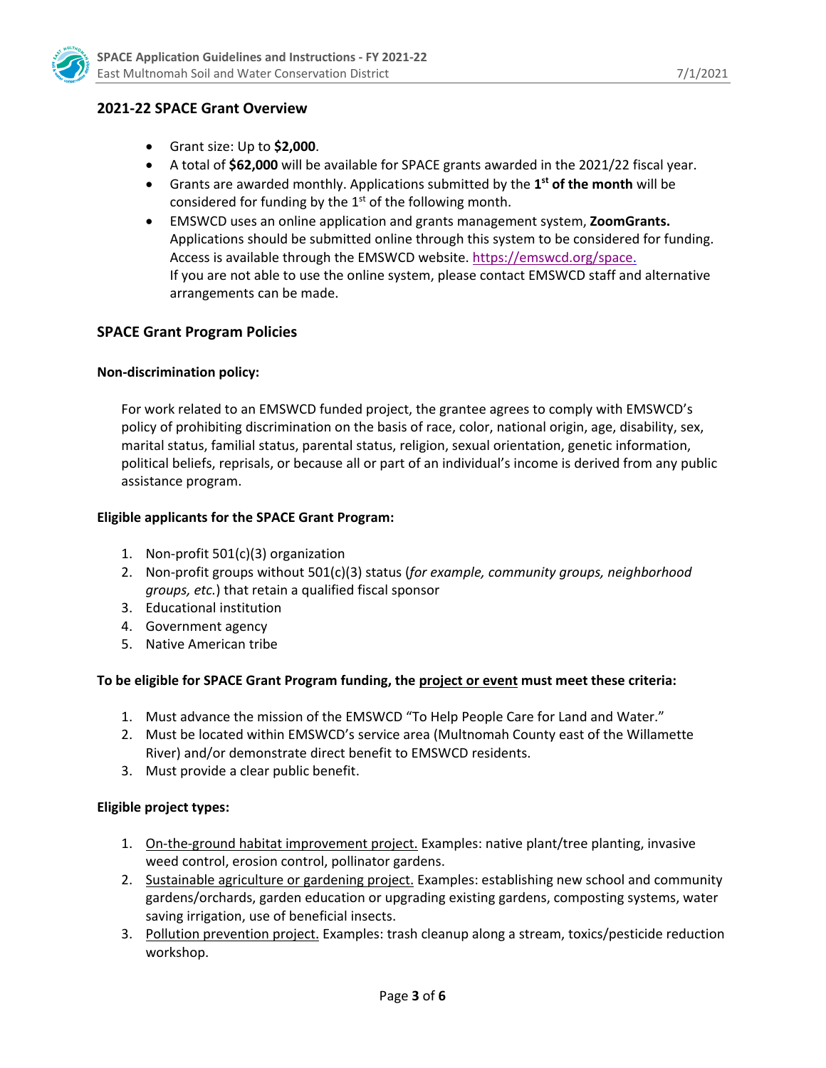## 2021-22 SPACE Grant Overview

- Grant size: Up to **$2,000**.
- A total of **$62,000** will be available for SPACE grants awarded in the 2021/22 fiscal year.
- Grants are awarded monthly. Applications submitted by the **1st of the month** will be considered for funding by the 1st of the following month.
- EMSWCD uses an online application and grants management system, **ZoomGrants.** Applications should be submitted online through this system to be considered for funding. Access is available through the EMSWCD website. https://emswcd.org/space.
  If you are not able to use the online system, please contact EMSWCD staff and alternative arrangements can be made.

## SPACE Grant Program Policies

**Non-discrimination policy:**

For work related to an EMSWCD funded project, the grantee agrees to comply with EMSWCD's policy of prohibiting discrimination on the basis of race, color, national origin, age, disability, sex, marital status, familial status, parental status, religion, sexual orientation, genetic information, political beliefs, reprisals, or because all or part of an individual's income is derived from any public assistance program.

**Eligible applicants for the SPACE Grant Program:**

1. Non-profit 501(c)(3) organization
2. Non-profit groups without 501(c)(3) status (*for example, community groups, neighborhood groups, etc.*) that retain a qualified fiscal sponsor
3. Educational institution
4. Government agency
5. Native American tribe

**To be eligible for SPACE Grant Program funding, the <u>project or event</u> must meet these criteria:**

1. Must advance the mission of the EMSWCD "To Help People Care for Land and Water."
2. Must be located within EMSWCD's service area (Multnomah County east of the Willamette River) and/or demonstrate direct benefit to EMSWCD residents.
3. Must provide a clear public benefit.

**Eligible project types:**

1. <u>On-the-ground habitat improvement project.</u> Examples: native plant/tree planting, invasive weed control, erosion control, pollinator gardens.
2. <u>Sustainable agriculture or gardening project.</u> Examples: establishing new school and community gardens/orchards, garden education or upgrading existing gardens, composting systems, water saving irrigation, use of beneficial insects.
3. <u>Pollution prevention project.</u> Examples: trash cleanup along a stream, toxics/pesticide reduction workshop.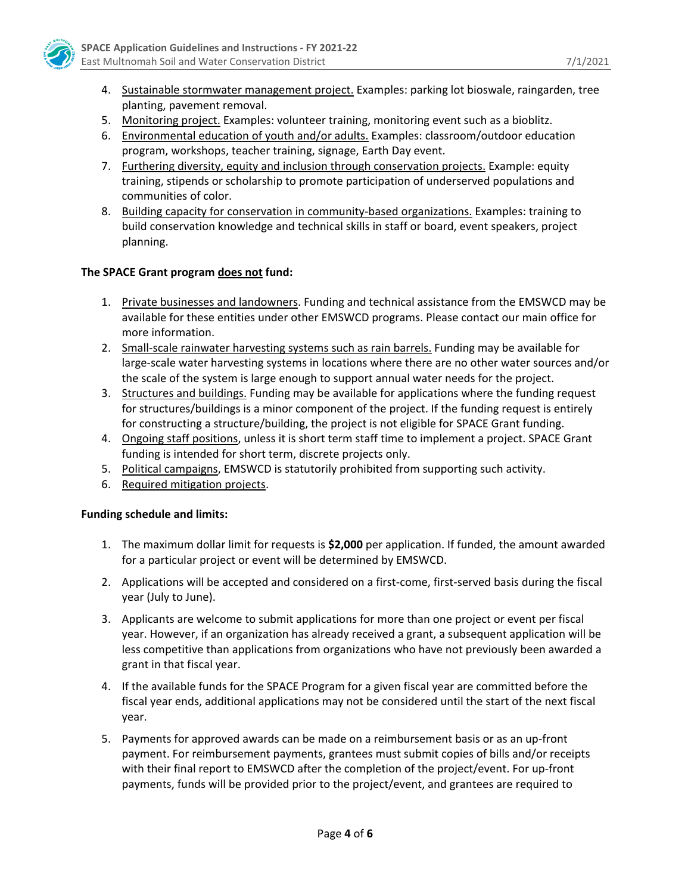4. Sustainable stormwater management project. Examples: parking lot bioswale, raingarden, tree planting, pavement removal.
5. Monitoring project. Examples: volunteer training, monitoring event such as a bioblitz.
6. Environmental education of youth and/or adults. Examples: classroom/outdoor education program, workshops, teacher training, signage, Earth Day event.
7. Furthering diversity, equity and inclusion through conservation projects. Example: equity training, stipends or scholarship to promote participation of underserved populations and communities of color.
8. Building capacity for conservation in community-based organizations. Examples: training to build conservation knowledge and technical skills in staff or board, event speakers, project planning.

**The SPACE Grant program does not fund:**

1. Private businesses and landowners. Funding and technical assistance from the EMSWCD may be available for these entities under other EMSWCD programs. Please contact our main office for more information.
2. Small-scale rainwater harvesting systems such as rain barrels. Funding may be available for large-scale water harvesting systems in locations where there are no other water sources and/or the scale of the system is large enough to support annual water needs for the project.
3. Structures and buildings. Funding may be available for applications where the funding request for structures/buildings is a minor component of the project. If the funding request is entirely for constructing a structure/building, the project is not eligible for SPACE Grant funding.
4. Ongoing staff positions, unless it is short term staff time to implement a project. SPACE Grant funding is intended for short term, discrete projects only.
5. Political campaigns, EMSWCD is statutorily prohibited from supporting such activity.
6. Required mitigation projects.

**Funding schedule and limits:**

1. The maximum dollar limit for requests is **$2,000** per application. If funded, the amount awarded for a particular project or event will be determined by EMSWCD.
2. Applications will be accepted and considered on a first-come, first-served basis during the fiscal year (July to June).
3. Applicants are welcome to submit applications for more than one project or event per fiscal year. However, if an organization has already received a grant, a subsequent application will be less competitive than applications from organizations who have not previously been awarded a grant in that fiscal year.
4. If the available funds for the SPACE Program for a given fiscal year are committed before the fiscal year ends, additional applications may not be considered until the start of the next fiscal year.
5. Payments for approved awards can be made on a reimbursement basis or as an up-front payment. For reimbursement payments, grantees must submit copies of bills and/or receipts with their final report to EMSWCD after the completion of the project/event. For up-front payments, funds will be provided prior to the project/event, and grantees are required to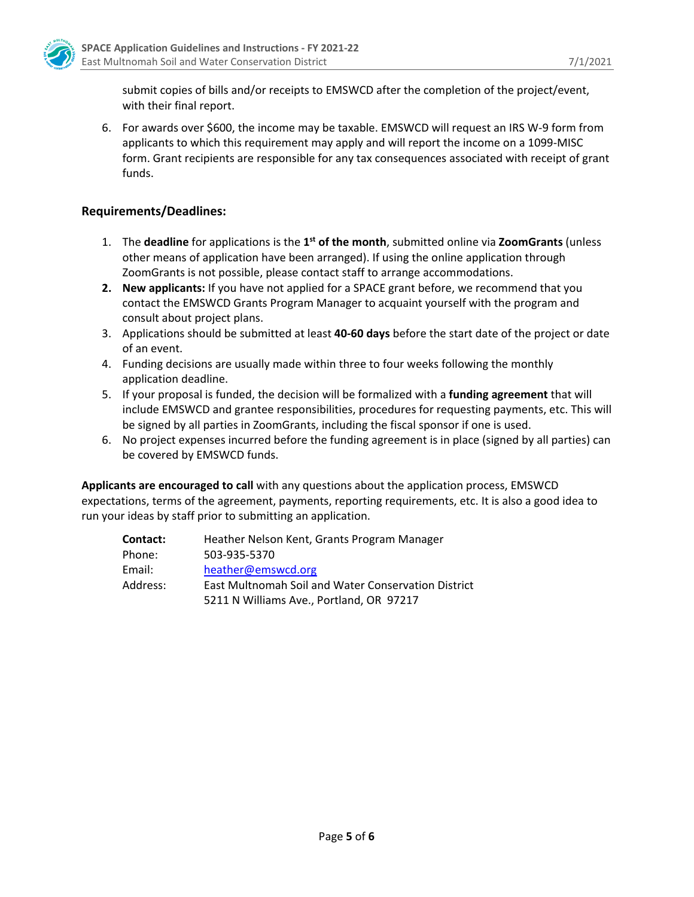submit copies of bills and/or receipts to EMSWCD after the completion of the project/event, with their final report.

6. For awards over $600, the income may be taxable. EMSWCD will request an IRS W-9 form from applicants to which this requirement may apply and will report the income on a 1099-MISC form. Grant recipients are responsible for any tax consequences associated with receipt of grant funds.

### Requirements/Deadlines:

1. The **deadline** for applications is the **1st of the month**, submitted online via **ZoomGrants** (unless other means of application have been arranged). If using the online application through ZoomGrants is not possible, please contact staff to arrange accommodations.
2. **New applicants:** If you have not applied for a SPACE grant before, we recommend that you contact the EMSWCD Grants Program Manager to acquaint yourself with the program and consult about project plans.
3. Applications should be submitted at least **40-60 days** before the start date of the project or date of an event.
4. Funding decisions are usually made within three to four weeks following the monthly application deadline.
5. If your proposal is funded, the decision will be formalized with a **funding agreement** that will include EMSWCD and grantee responsibilities, procedures for requesting payments, etc. This will be signed by all parties in ZoomGrants, including the fiscal sponsor if one is used.
6. No project expenses incurred before the funding agreement is in place (signed by all parties) can be covered by EMSWCD funds.

**Applicants are encouraged to call** with any questions about the application process, EMSWCD expectations, terms of the agreement, payments, reporting requirements, etc. It is also a good idea to run your ideas by staff prior to submitting an application.

**Contact:** Heather Nelson Kent, Grants Program Manager
Phone: 503-935-5370
Email: heather@emswcd.org
Address: East Multnomah Soil and Water Conservation District
5211 N Williams Ave., Portland, OR 97217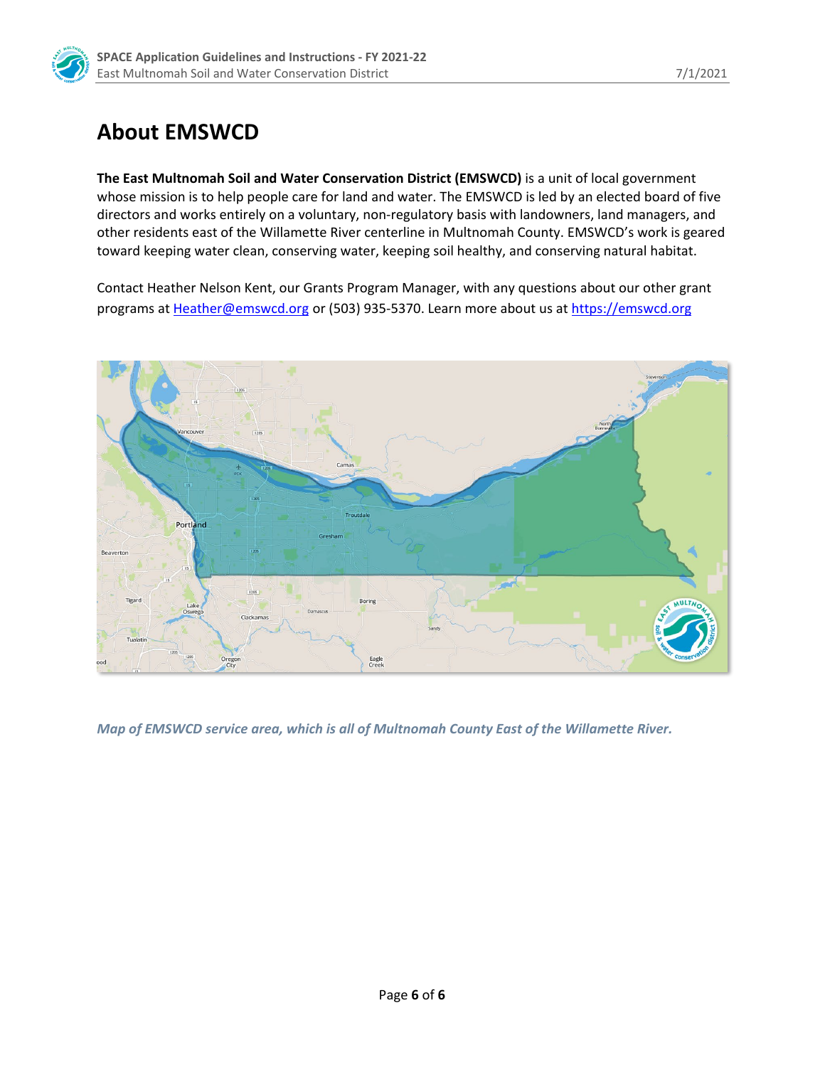# About EMSWCD

**The East Multnomah Soil and Water Conservation District (EMSWCD)** is a unit of local government whose mission is to help people care for land and water. The EMSWCD is led by an elected board of five directors and works entirely on a voluntary, non-regulatory basis with landowners, land managers, and other residents east of the Willamette River centerline in Multnomah County. EMSWCD's work is geared toward keeping water clean, conserving water, keeping soil healthy, and conserving natural habitat.

Contact Heather Nelson Kent, our Grants Program Manager, with any questions about our other grant programs at Heather@emswcd.org or (503) 935-5370. Learn more about us at https://emswcd.org

*Map of EMSWCD service area, which is all of Multnomah County East of the Willamette River.*